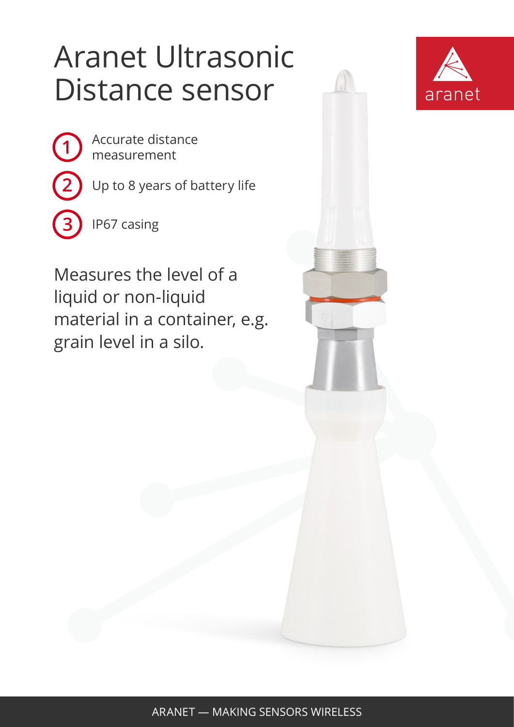# Aranet Ultrasonic Distance sensor

1. Accurate distance measurement
2. Up to 8 years of battery life
3. IP67 casing

Measures the level of a liquid or non-liquid material in a container, e.g. grain level in a silo.

ARANET — MAKING SENSORS WIRELESS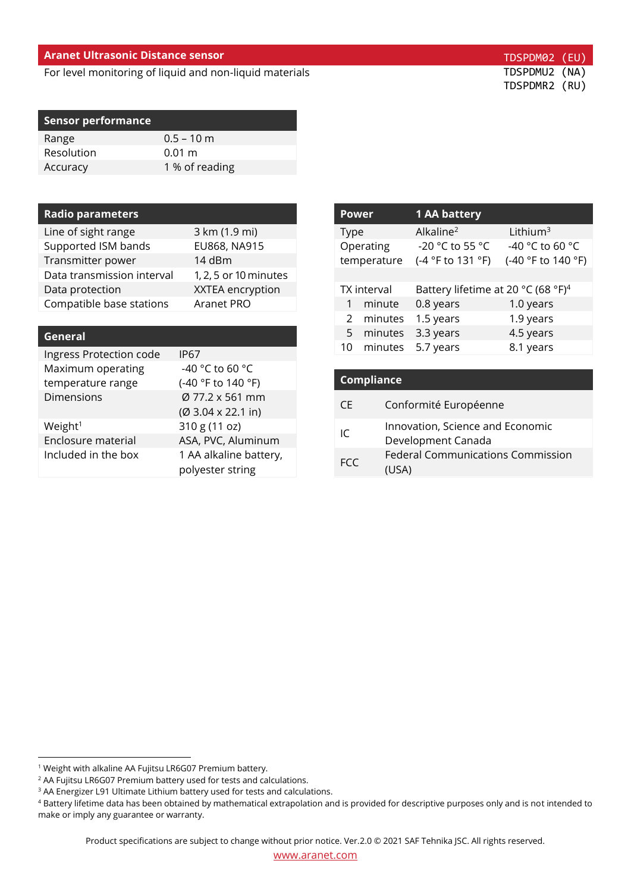# Aranet Ultrasonic Distance sensor

For level monitoring of liquid and non-liquid materials

TDSPDM02 (EU)
TDSPDMU2 (NA)
TDSPDMR2 (RU)

| Sensor performance | |
|---|---|
| Range | 0.5 – 10 m |
| Resolution | 0.01 m |
| Accuracy | 1 % of reading |

| Radio parameters | |
|---|---|
| Line of sight range | 3 km (1.9 mi) |
| Supported ISM bands | EU868, NA915 |
| Transmitter power | 14 dBm |
| Data transmission interval | 1, 2, 5 or 10 minutes |
| Data protection | XXTEA encryption |
| Compatible base stations | Aranet PRO |

| General | |
|---|---|
| Ingress Protection code | IP67 |
| Maximum operating temperature range | -40 °C to 60 °C (-40 °F to 140 °F) |
| Dimensions | Ø 77.2 x 561 mm (Ø 3.04 x 22.1 in) |
| Weight[1] | 310 g (11 oz) |
| Enclosure material | ASA, PVC, Aluminum |
| Included in the box | 1 AA alkaline battery, polyester string |

| Power | 1 AA battery | |
|---|---|---|
| Type | Alkaline[2] | Lithium[3] |
| Operating temperature | -20 °C to 55 °C (-4 °F to 131 °F) | -40 °C to 60 °C (-40 °F to 140 °F) |
| | | |
| TX interval | Battery lifetime at 20 °C (68 °F)[4] | |
| 1 minute | 0.8 years | 1.0 years |
| 2 minutes | 1.5 years | 1.9 years |
| 5 minutes | 3.3 years | 4.5 years |
| 10 minutes | 5.7 years | 8.1 years |

| Compliance | |
|---|---|
| CE | Conformité Européenne |
| IC | Innovation, Science and Economic Development Canada |
| FCC | Federal Communications Commission (USA) |

[1] Weight with alkaline AA Fujitsu LR6G07 Premium battery.
[2] AA Fujitsu LR6G07 Premium battery used for tests and calculations.
[3] AA Energizer L91 Ultimate Lithium battery used for tests and calculations.
[4] Battery lifetime data has been obtained by mathematical extrapolation and is provided for descriptive purposes only and is not intended to make or imply any guarantee or warranty.

Product specifications are subject to change without prior notice. Ver.2.0 © 2021 SAF Tehnika JSC. All rights reserved.

www.aranet.com